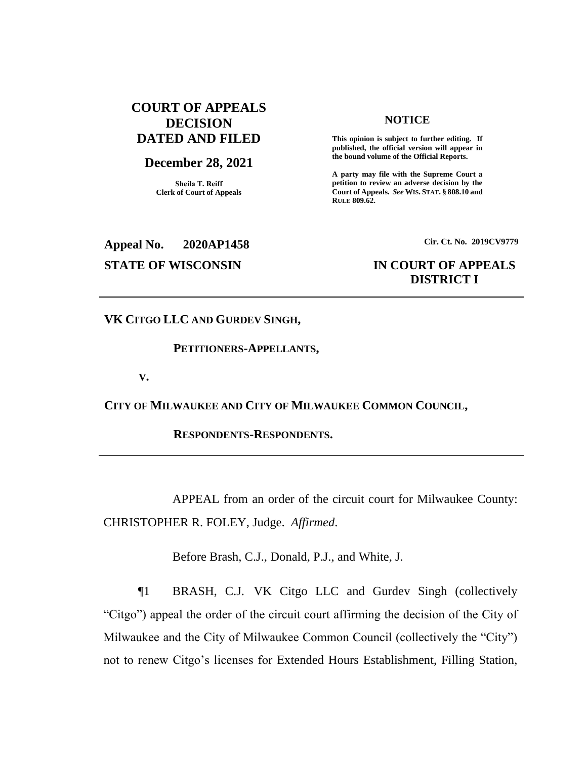**COURT OF APPEALS DECISION DATED AND FILED**

**December 28, 2021**

**Sheila T. Reiff**
**Clerk of Court of Appeals**

**NOTICE**

**This opinion is subject to further editing. If published, the official version will appear in the bound volume of the Official Reports.**

**A party may file with the Supreme Court a petition to review an adverse decision by the Court of Appeals. *See* WIS. STAT. § 808.10 and RULE 809.62.**

**Appeal No. 2020AP1458**

**Cir. Ct. No. 2019CV9779**

**STATE OF WISCONSIN**

**IN COURT OF APPEALS**
**DISTRICT I**

---

**VK CITGO LLC AND GURDEV SINGH,**

**PETITIONERS-APPELLANTS,**

**V.**

**CITY OF MILWAUKEE AND CITY OF MILWAUKEE COMMON COUNCIL,**

**RESPONDENTS-RESPONDENTS.**

---

APPEAL from an order of the circuit court for Milwaukee County: CHRISTOPHER R. FOLEY, Judge. *Affirmed*.

Before Brash, C.J., Donald, P.J., and White, J.

¶1 BRASH, C.J. VK Citgo LLC and Gurdev Singh (collectively "Citgo") appeal the order of the circuit court affirming the decision of the City of Milwaukee and the City of Milwaukee Common Council (collectively the "City") not to renew Citgo's licenses for Extended Hours Establishment, Filling Station,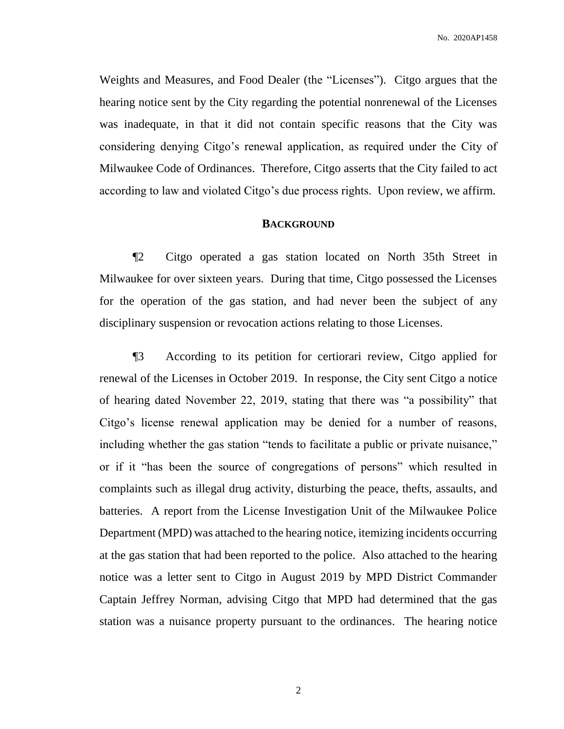Weights and Measures, and Food Dealer (the "Licenses"). Citgo argues that the hearing notice sent by the City regarding the potential nonrenewal of the Licenses was inadequate, in that it did not contain specific reasons that the City was considering denying Citgo's renewal application, as required under the City of Milwaukee Code of Ordinances. Therefore, Citgo asserts that the City failed to act according to law and violated Citgo's due process rights. Upon review, we affirm.

## BACKGROUND

¶2 Citgo operated a gas station located on North 35th Street in Milwaukee for over sixteen years. During that time, Citgo possessed the Licenses for the operation of the gas station, and had never been the subject of any disciplinary suspension or revocation actions relating to those Licenses.

¶3 According to its petition for certiorari review, Citgo applied for renewal of the Licenses in October 2019. In response, the City sent Citgo a notice of hearing dated November 22, 2019, stating that there was "a possibility" that Citgo's license renewal application may be denied for a number of reasons, including whether the gas station "tends to facilitate a public or private nuisance," or if it "has been the source of congregations of persons" which resulted in complaints such as illegal drug activity, disturbing the peace, thefts, assaults, and batteries. A report from the License Investigation Unit of the Milwaukee Police Department (MPD) was attached to the hearing notice, itemizing incidents occurring at the gas station that had been reported to the police. Also attached to the hearing notice was a letter sent to Citgo in August 2019 by MPD District Commander Captain Jeffrey Norman, advising Citgo that MPD had determined that the gas station was a nuisance property pursuant to the ordinances. The hearing notice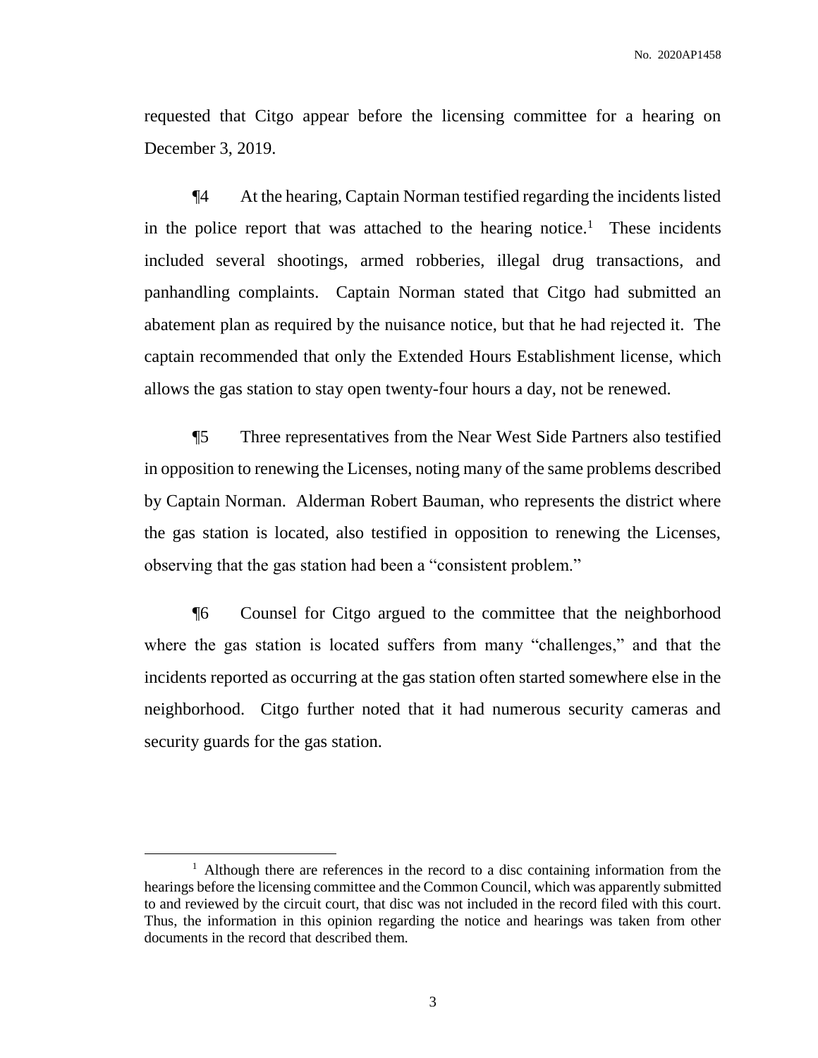requested that Citgo appear before the licensing committee for a hearing on December 3, 2019.

¶4 At the hearing, Captain Norman testified regarding the incidents listed in the police report that was attached to the hearing notice.[1] These incidents included several shootings, armed robberies, illegal drug transactions, and panhandling complaints. Captain Norman stated that Citgo had submitted an abatement plan as required by the nuisance notice, but that he had rejected it. The captain recommended that only the Extended Hours Establishment license, which allows the gas station to stay open twenty-four hours a day, not be renewed.

¶5 Three representatives from the Near West Side Partners also testified in opposition to renewing the Licenses, noting many of the same problems described by Captain Norman. Alderman Robert Bauman, who represents the district where the gas station is located, also testified in opposition to renewing the Licenses, observing that the gas station had been a "consistent problem."

¶6 Counsel for Citgo argued to the committee that the neighborhood where the gas station is located suffers from many "challenges," and that the incidents reported as occurring at the gas station often started somewhere else in the neighborhood. Citgo further noted that it had numerous security cameras and security guards for the gas station.

---

[1] Although there are references in the record to a disc containing information from the hearings before the licensing committee and the Common Council, which was apparently submitted to and reviewed by the circuit court, that disc was not included in the record filed with this court. Thus, the information in this opinion regarding the notice and hearings was taken from other documents in the record that described them.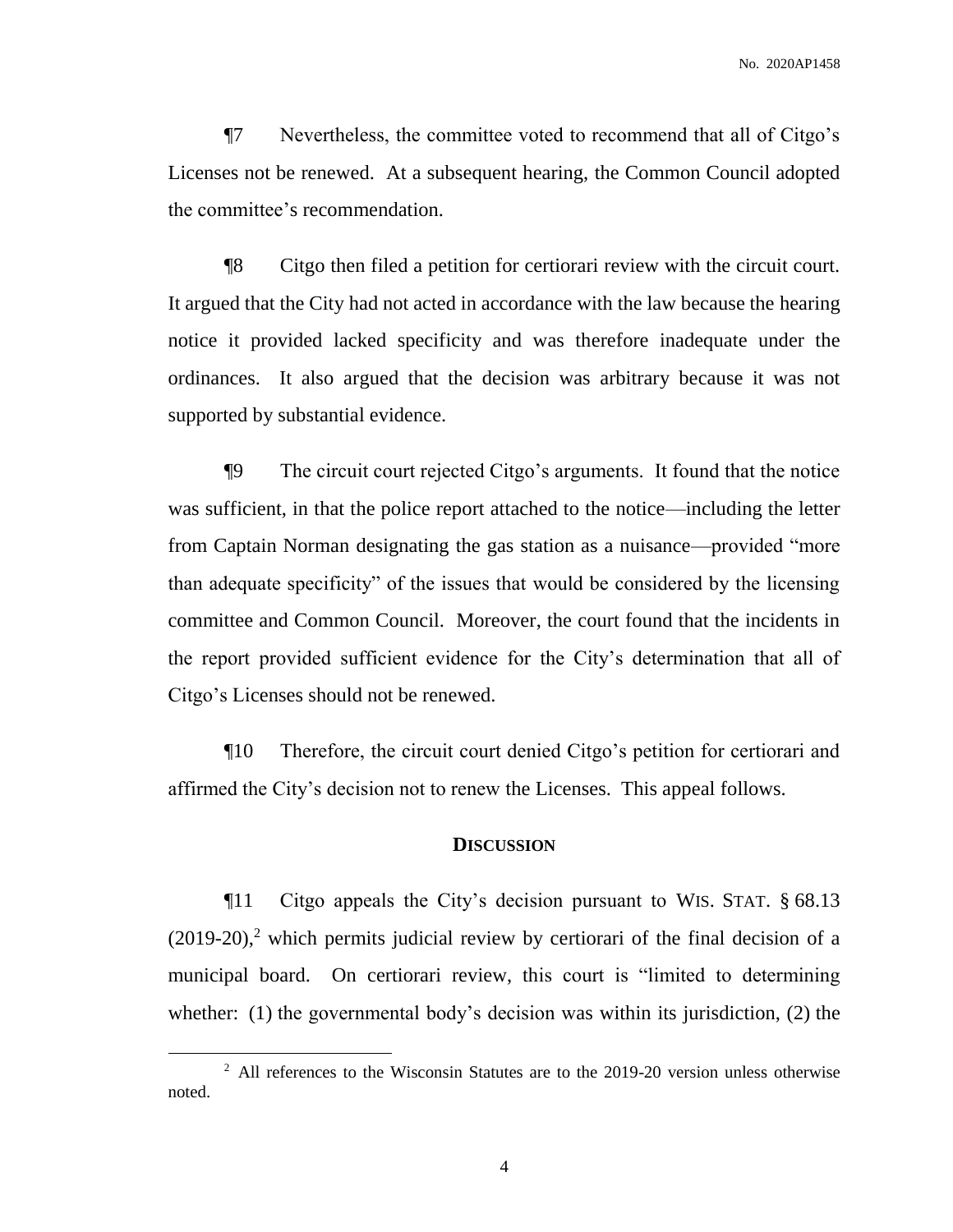¶7 Nevertheless, the committee voted to recommend that all of Citgo's Licenses not be renewed. At a subsequent hearing, the Common Council adopted the committee's recommendation.

¶8 Citgo then filed a petition for certiorari review with the circuit court. It argued that the City had not acted in accordance with the law because the hearing notice it provided lacked specificity and was therefore inadequate under the ordinances. It also argued that the decision was arbitrary because it was not supported by substantial evidence.

¶9 The circuit court rejected Citgo's arguments. It found that the notice was sufficient, in that the police report attached to the notice—including the letter from Captain Norman designating the gas station as a nuisance—provided "more than adequate specificity" of the issues that would be considered by the licensing committee and Common Council. Moreover, the court found that the incidents in the report provided sufficient evidence for the City's determination that all of Citgo's Licenses should not be renewed.

¶10 Therefore, the circuit court denied Citgo's petition for certiorari and affirmed the City's decision not to renew the Licenses. This appeal follows.

## DISCUSSION

¶11 Citgo appeals the City's decision pursuant to WIS. STAT. § 68.13 (2019-20),[2] which permits judicial review by certiorari of the final decision of a municipal board. On certiorari review, this court is "limited to determining whether: (1) the governmental body's decision was within its jurisdiction, (2) the

[2] All references to the Wisconsin Statutes are to the 2019-20 version unless otherwise noted.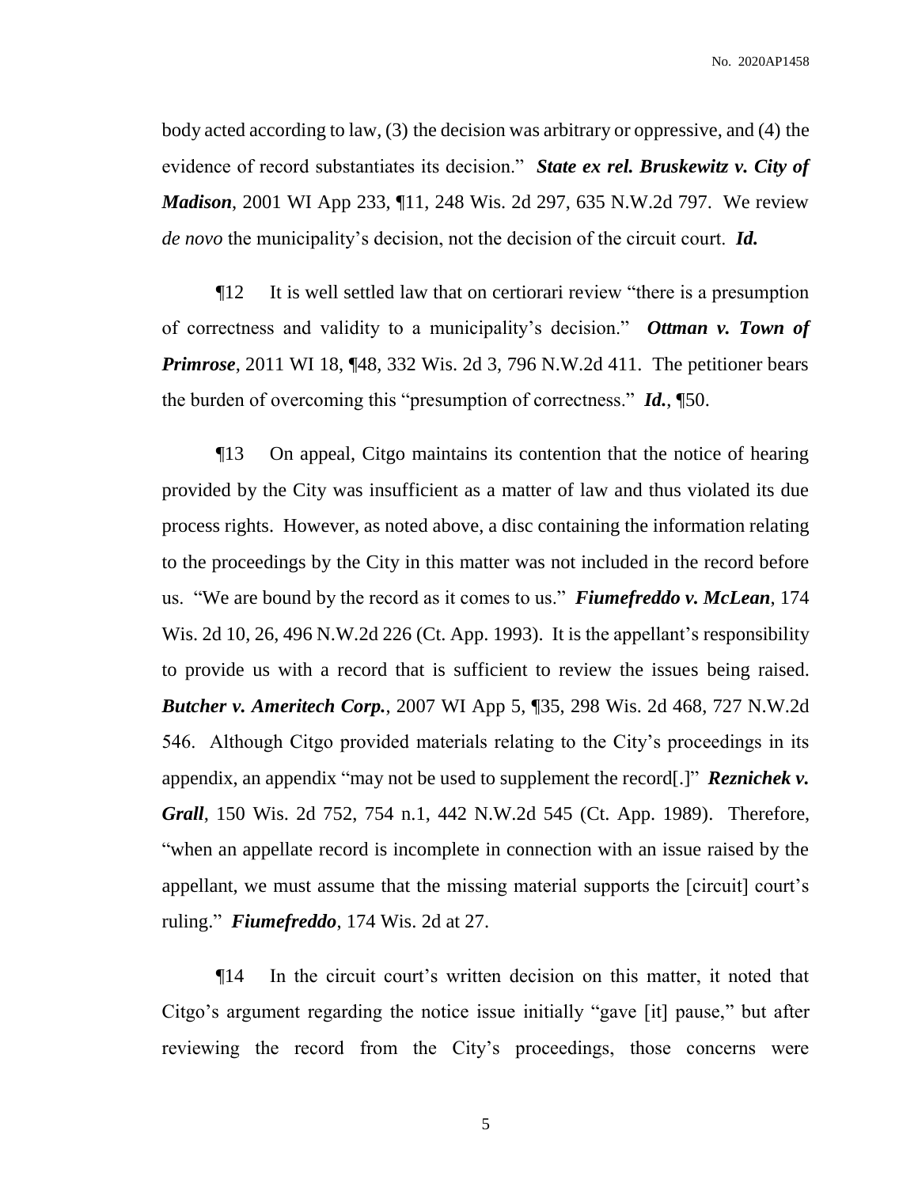body acted according to law, (3) the decision was arbitrary or oppressive, and (4) the evidence of record substantiates its decision." ***State ex rel. Bruskewitz v. City of Madison***, 2001 WI App 233, ¶11, 248 Wis. 2d 297, 635 N.W.2d 797. We review *de novo* the municipality's decision, not the decision of the circuit court. ***Id.***

¶12 It is well settled law that on certiorari review "there is a presumption of correctness and validity to a municipality's decision." ***Ottman v. Town of Primrose***, 2011 WI 18, ¶48, 332 Wis. 2d 3, 796 N.W.2d 411. The petitioner bears the burden of overcoming this "presumption of correctness." ***Id.***, ¶50.

¶13 On appeal, Citgo maintains its contention that the notice of hearing provided by the City was insufficient as a matter of law and thus violated its due process rights. However, as noted above, a disc containing the information relating to the proceedings by the City in this matter was not included in the record before us. "We are bound by the record as it comes to us." ***Fiumefreddo v. McLean***, 174 Wis. 2d 10, 26, 496 N.W.2d 226 (Ct. App. 1993). It is the appellant's responsibility to provide us with a record that is sufficient to review the issues being raised. ***Butcher v. Ameritech Corp.***, 2007 WI App 5, ¶35, 298 Wis. 2d 468, 727 N.W.2d 546. Although Citgo provided materials relating to the City's proceedings in its appendix, an appendix "may not be used to supplement the record[.]" ***Reznichek v. Grall***, 150 Wis. 2d 752, 754 n.1, 442 N.W.2d 545 (Ct. App. 1989). Therefore, "when an appellate record is incomplete in connection with an issue raised by the appellant, we must assume that the missing material supports the [circuit] court's ruling." ***Fiumefreddo***, 174 Wis. 2d at 27.

¶14 In the circuit court's written decision on this matter, it noted that Citgo's argument regarding the notice issue initially "gave [it] pause," but after reviewing the record from the City's proceedings, those concerns were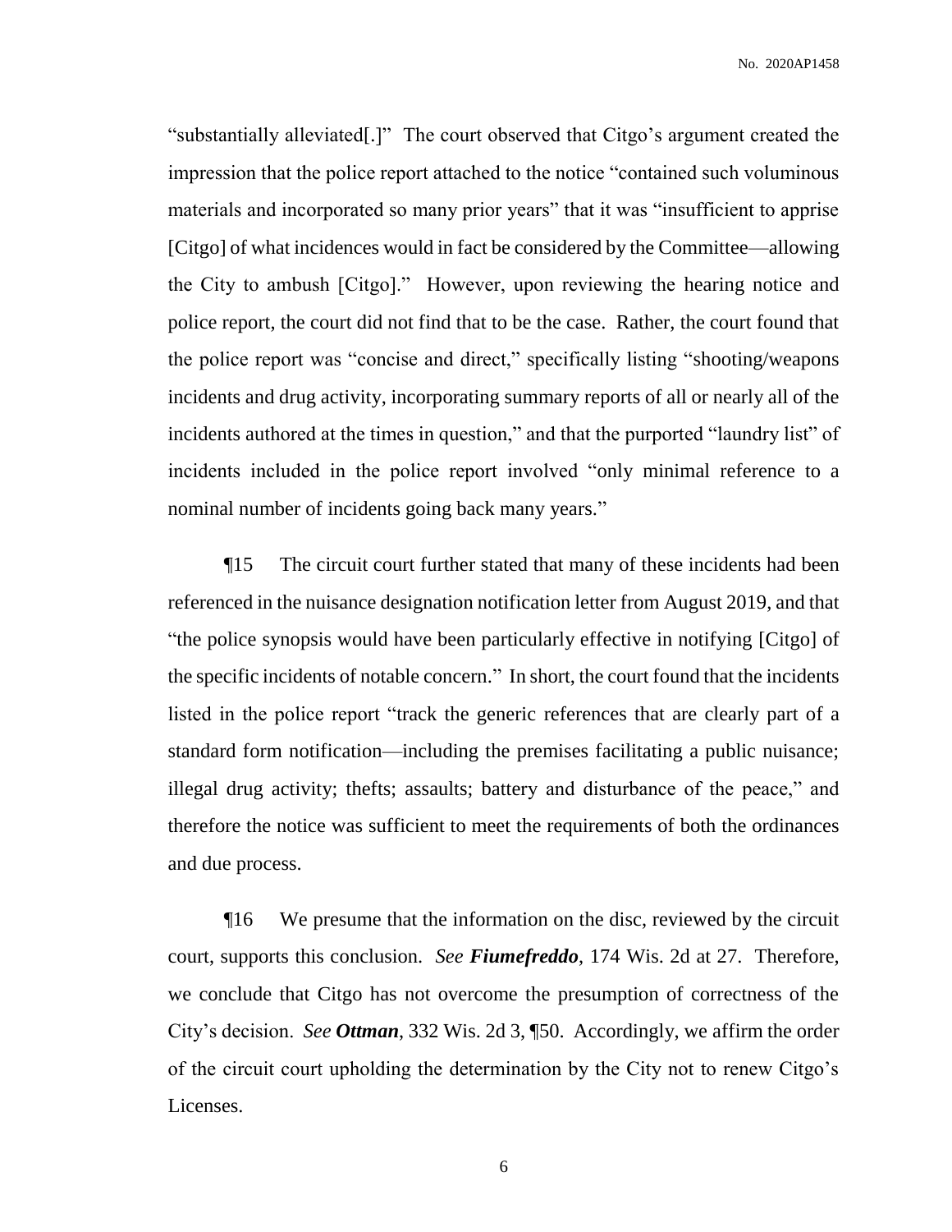"substantially alleviated[.]" The court observed that Citgo's argument created the impression that the police report attached to the notice "contained such voluminous materials and incorporated so many prior years" that it was "insufficient to apprise [Citgo] of what incidences would in fact be considered by the Committee—allowing the City to ambush [Citgo]." However, upon reviewing the hearing notice and police report, the court did not find that to be the case. Rather, the court found that the police report was "concise and direct," specifically listing "shooting/weapons incidents and drug activity, incorporating summary reports of all or nearly all of the incidents authored at the times in question," and that the purported "laundry list" of incidents included in the police report involved "only minimal reference to a nominal number of incidents going back many years."

¶15 The circuit court further stated that many of these incidents had been referenced in the nuisance designation notification letter from August 2019, and that "the police synopsis would have been particularly effective in notifying [Citgo] of the specific incidents of notable concern." In short, the court found that the incidents listed in the police report "track the generic references that are clearly part of a standard form notification—including the premises facilitating a public nuisance; illegal drug activity; thefts; assaults; battery and disturbance of the peace," and therefore the notice was sufficient to meet the requirements of both the ordinances and due process.

¶16 We presume that the information on the disc, reviewed by the circuit court, supports this conclusion. *See **Fiumefreddo***, 174 Wis. 2d at 27. Therefore, we conclude that Citgo has not overcome the presumption of correctness of the City's decision. *See **Ottman***, 332 Wis. 2d 3, ¶50. Accordingly, we affirm the order of the circuit court upholding the determination by the City not to renew Citgo's Licenses.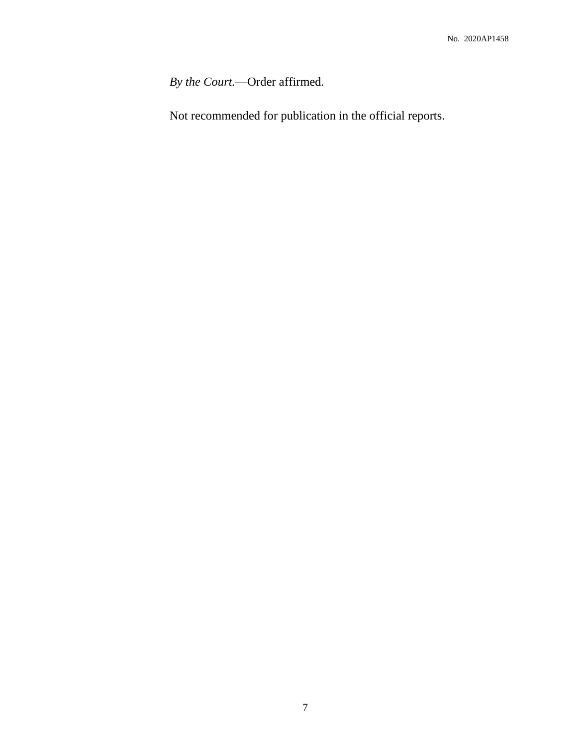*By the Court.*—Order affirmed.

Not recommended for publication in the official reports.